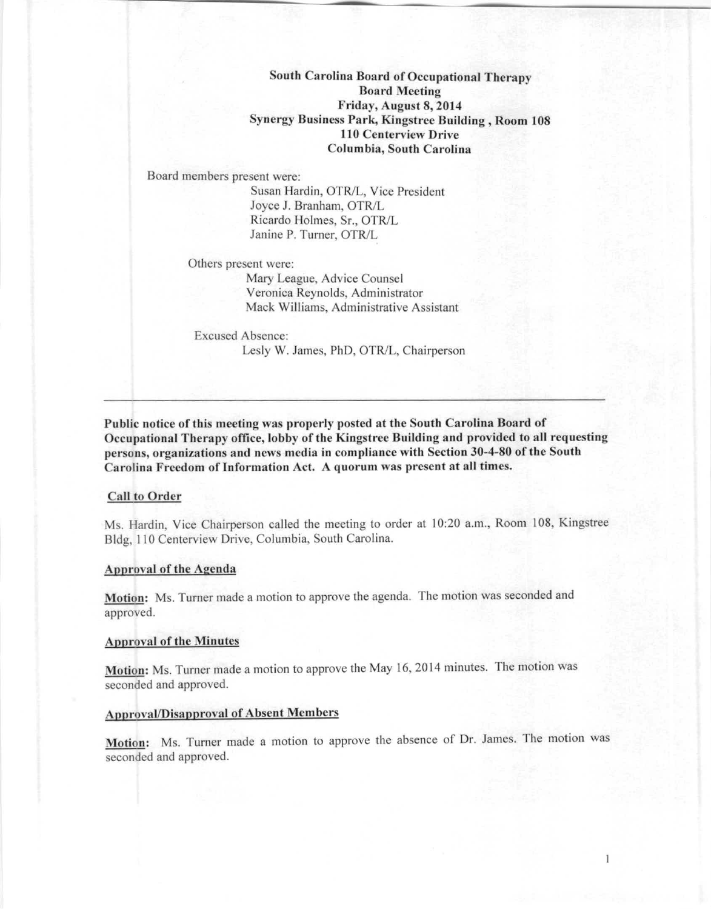**South Carolina Board of Occupational Therapy**
**Board Meeting**
**Friday, August 8, 2014**
**Synergy Business Park, Kingstree Building , Room 108**
**110 Centerview Drive**
**Columbia, South Carolina**

Board members present were:

Susan Hardin, OTR/L, Vice President
Joyce J. Branham, OTR/L
Ricardo Holmes, Sr., OTR/L
Janine P. Turner, OTR/L

Others present were:

Mary League, Advice Counsel
Veronica Reynolds, Administrator
Mack Williams, Administrative Assistant

Excused Absence:

Lesly W. James, PhD, OTR/L, Chairperson

---

**Public notice of this meeting was properly posted at the South Carolina Board of Occupational Therapy office, lobby of the Kingstree Building and provided to all requesting persons, organizations and news media in compliance with Section 30-4-80 of the South Carolina Freedom of Information Act. A quorum was present at all times.**

## Call to Order

Ms. Hardin, Vice Chairperson called the meeting to order at 10:20 a.m., Room 108, Kingstree Bldg, 110 Centerview Drive, Columbia, South Carolina.

## Approval of the Agenda

**Motion:** Ms. Turner made a motion to approve the agenda. The motion was seconded and approved.

## Approval of the Minutes

**Motion:** Ms. Turner made a motion to approve the May 16, 2014 minutes. The motion was seconded and approved.

## Approval/Disapproval of Absent Members

**Motion:** Ms. Turner made a motion to approve the absence of Dr. James. The motion was seconded and approved.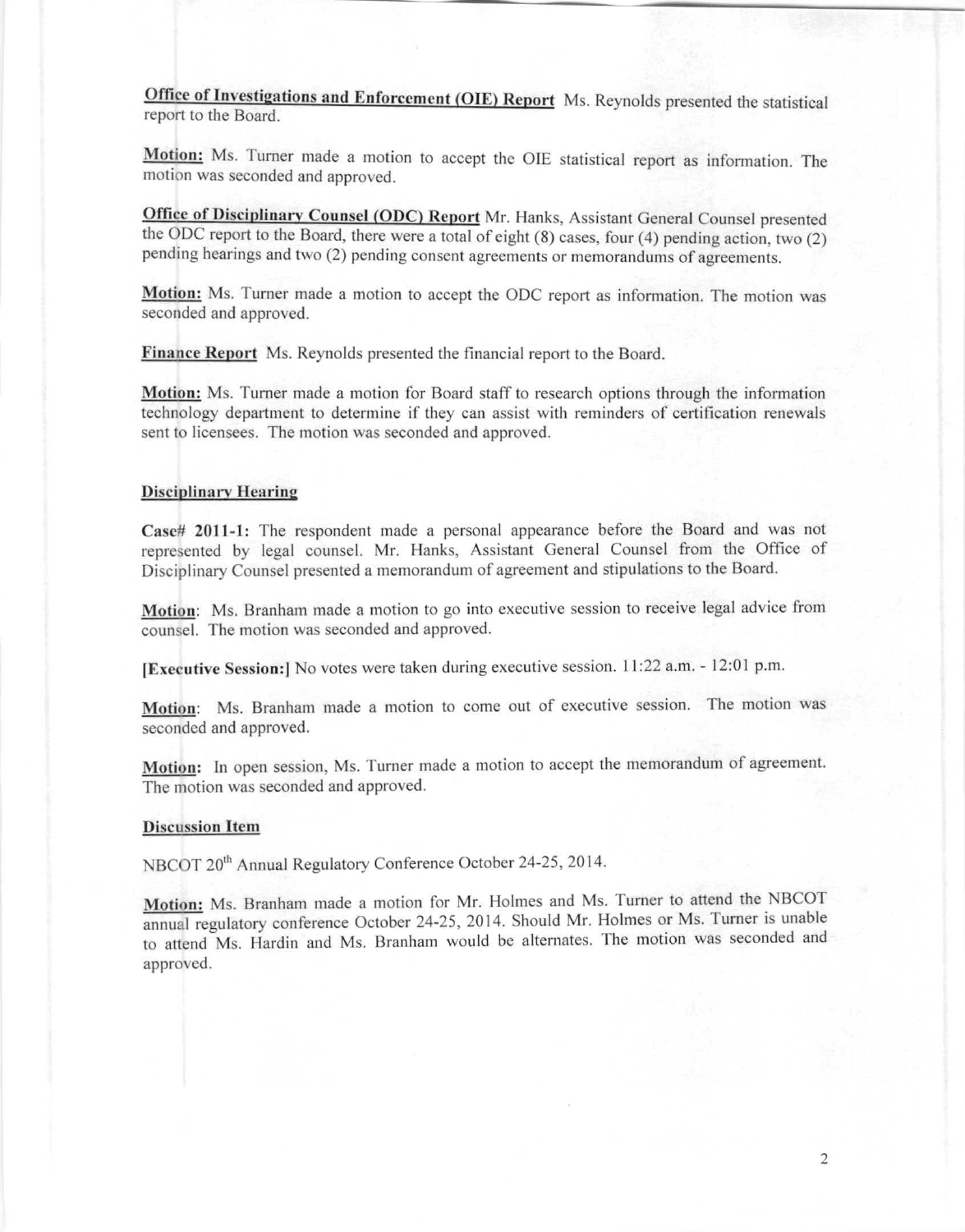**Office of Investigations and Enforcement (OIE) Report** Ms. Reynolds presented the statistical report to the Board.

**Motion:** Ms. Turner made a motion to accept the OIE statistical report as information. The motion was seconded and approved.

**Office of Disciplinary Counsel (ODC) Report** Mr. Hanks, Assistant General Counsel presented the ODC report to the Board, there were a total of eight (8) cases, four (4) pending action, two (2) pending hearings and two (2) pending consent agreements or memorandums of agreements.

**Motion:** Ms. Turner made a motion to accept the ODC report as information. The motion was seconded and approved.

**Finance Report** Ms. Reynolds presented the financial report to the Board.

**Motion:** Ms. Turner made a motion for Board staff to research options through the information technology department to determine if they can assist with reminders of certification renewals sent to licensees. The motion was seconded and approved.

## Disciplinary Hearing

**Case# 2011-1:** The respondent made a personal appearance before the Board and was not represented by legal counsel. Mr. Hanks, Assistant General Counsel from the Office of Disciplinary Counsel presented a memorandum of agreement and stipulations to the Board.

**Motion**: Ms. Branham made a motion to go into executive session to receive legal advice from counsel. The motion was seconded and approved.

**[Executive Session:]** No votes were taken during executive session. 11:22 a.m. - 12:01 p.m.

**Motion**: Ms. Branham made a motion to come out of executive session. The motion was seconded and approved.

**Motion:** In open session, Ms. Turner made a motion to accept the memorandum of agreement. The motion was seconded and approved.

## Discussion Item

NBCOT 20th Annual Regulatory Conference October 24-25, 2014.

**Motion:** Ms. Branham made a motion for Mr. Holmes and Ms. Turner to attend the NBCOT annual regulatory conference October 24-25, 2014. Should Mr. Holmes or Ms. Turner is unable to attend Ms. Hardin and Ms. Branham would be alternates. The motion was seconded and approved.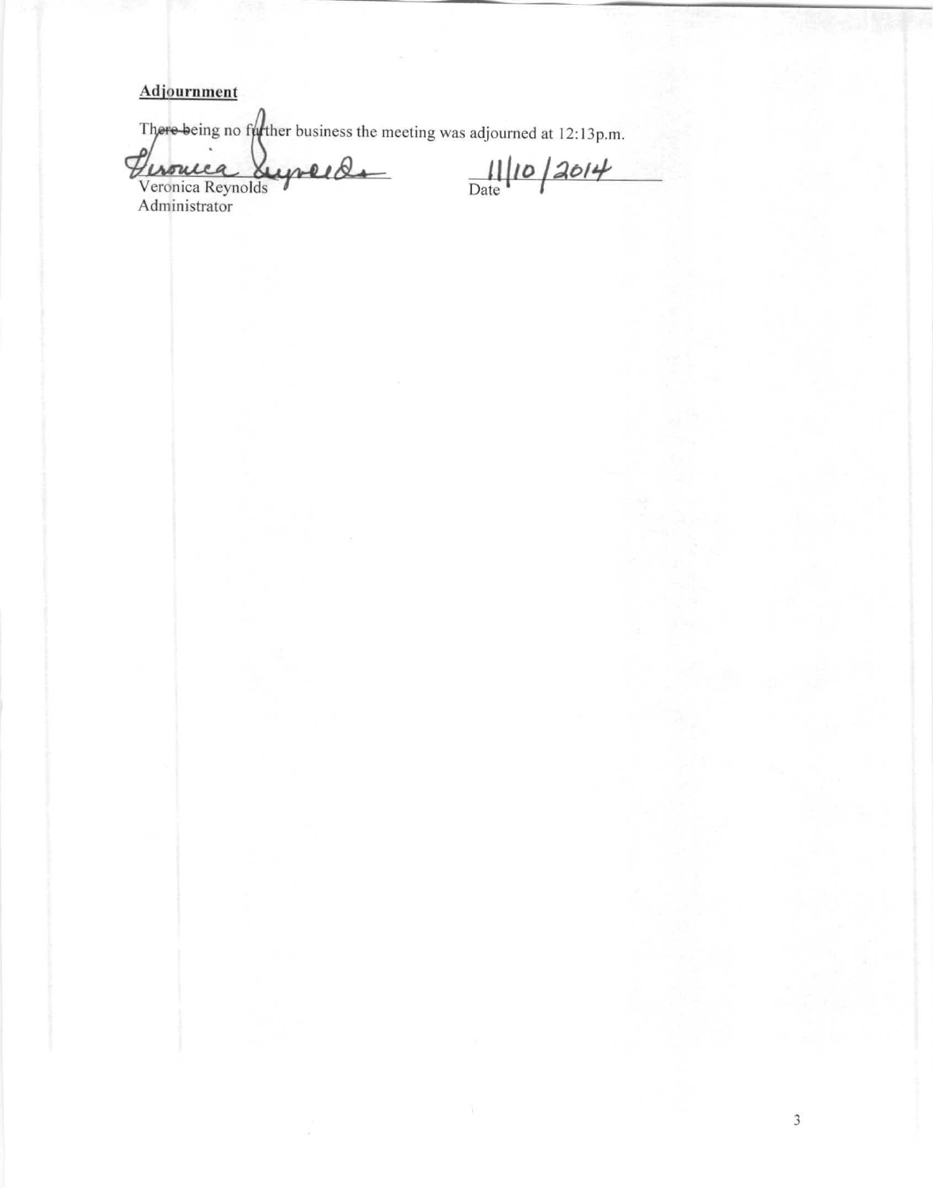**Adjournment**

There being no further business the meeting was adjourned at 12:13p.m.

Veronica Reynolds
Administrator

Date 11/10/2014